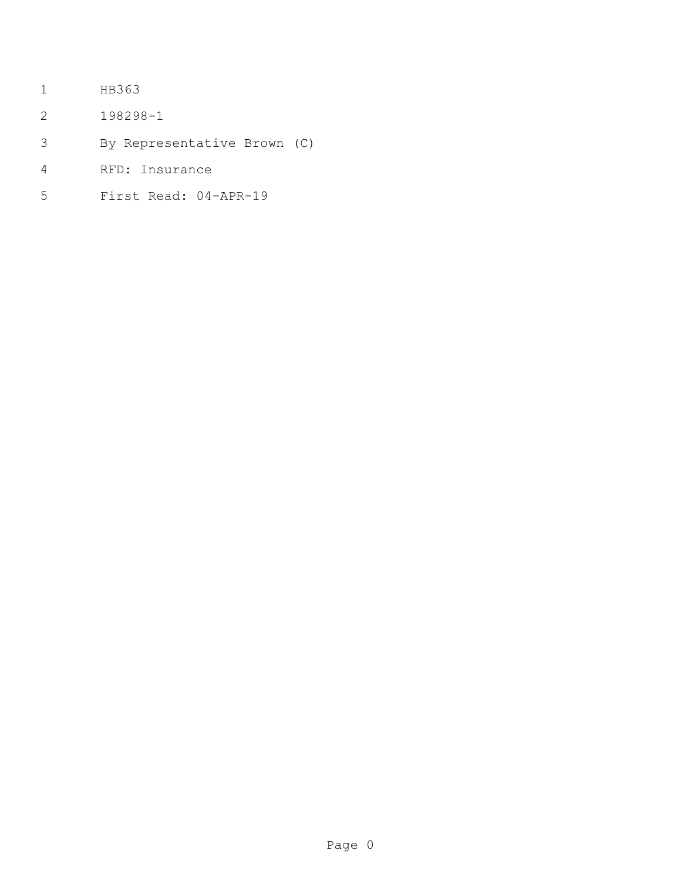HB363

198298-1

By Representative Brown (C)

RFD: Insurance

First Read: 04-APR-19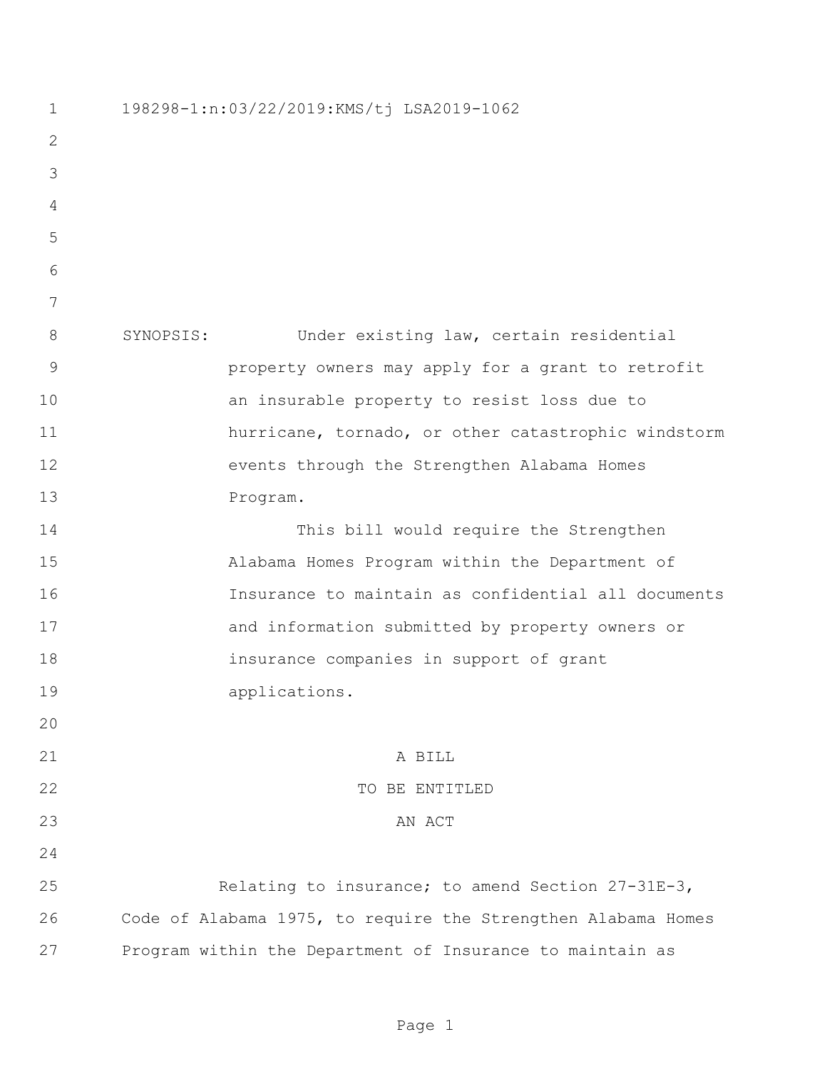198298-1:n:03/22/2019:KMS/tj LSA2019-1062

SYNOPSIS: Under existing law, certain residential property owners may apply for a grant to retrofit an insurable property to resist loss due to hurricane, tornado, or other catastrophic windstorm events through the Strengthen Alabama Homes Program.

This bill would require the Strengthen Alabama Homes Program within the Department of Insurance to maintain as confidential all documents and information submitted by property owners or insurance companies in support of grant applications.

A BILL

TO BE ENTITLED

AN ACT

Relating to insurance; to amend Section 27-31E-3, Code of Alabama 1975, to require the Strengthen Alabama Homes Program within the Department of Insurance to maintain as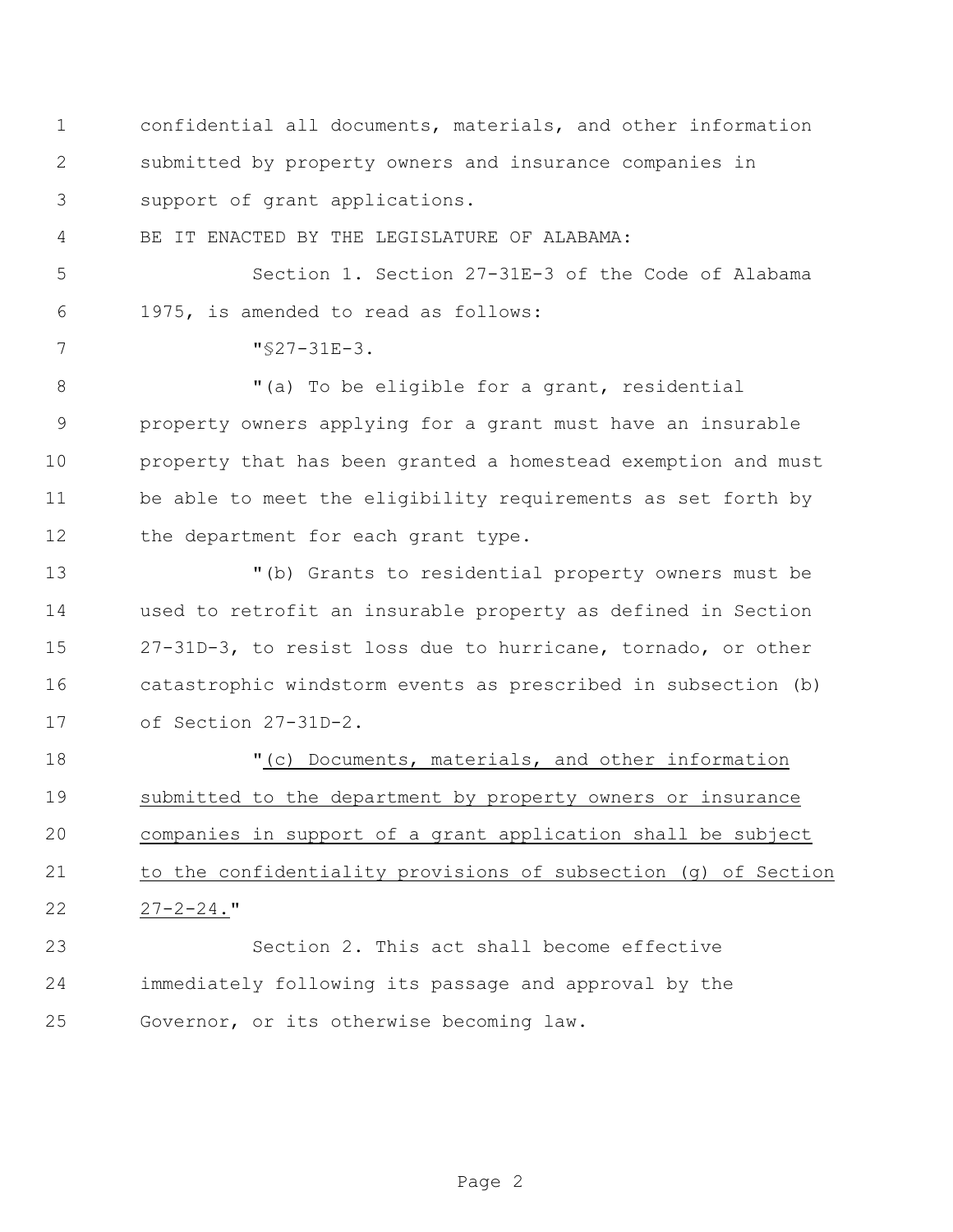confidential all documents, materials, and other information submitted by property owners and insurance companies in support of grant applications.

BE IT ENACTED BY THE LEGISLATURE OF ALABAMA:

Section 1. Section 27-31E-3 of the Code of Alabama 1975, is amended to read as follows:

"§27-31E-3.

"(a) To be eligible for a grant, residential property owners applying for a grant must have an insurable property that has been granted a homestead exemption and must be able to meet the eligibility requirements as set forth by the department for each grant type.

"(b) Grants to residential property owners must be used to retrofit an insurable property as defined in Section 27-31D-3, to resist loss due to hurricane, tornado, or other catastrophic windstorm events as prescribed in subsection (b) of Section 27-31D-2.

"<u>(c) Documents, materials, and other information submitted to the department by property owners or insurance companies in support of a grant application shall be subject to the confidentiality provisions of subsection (g) of Section 27-2-24.</u>"

Section 2. This act shall become effective immediately following its passage and approval by the Governor, or its otherwise becoming law.